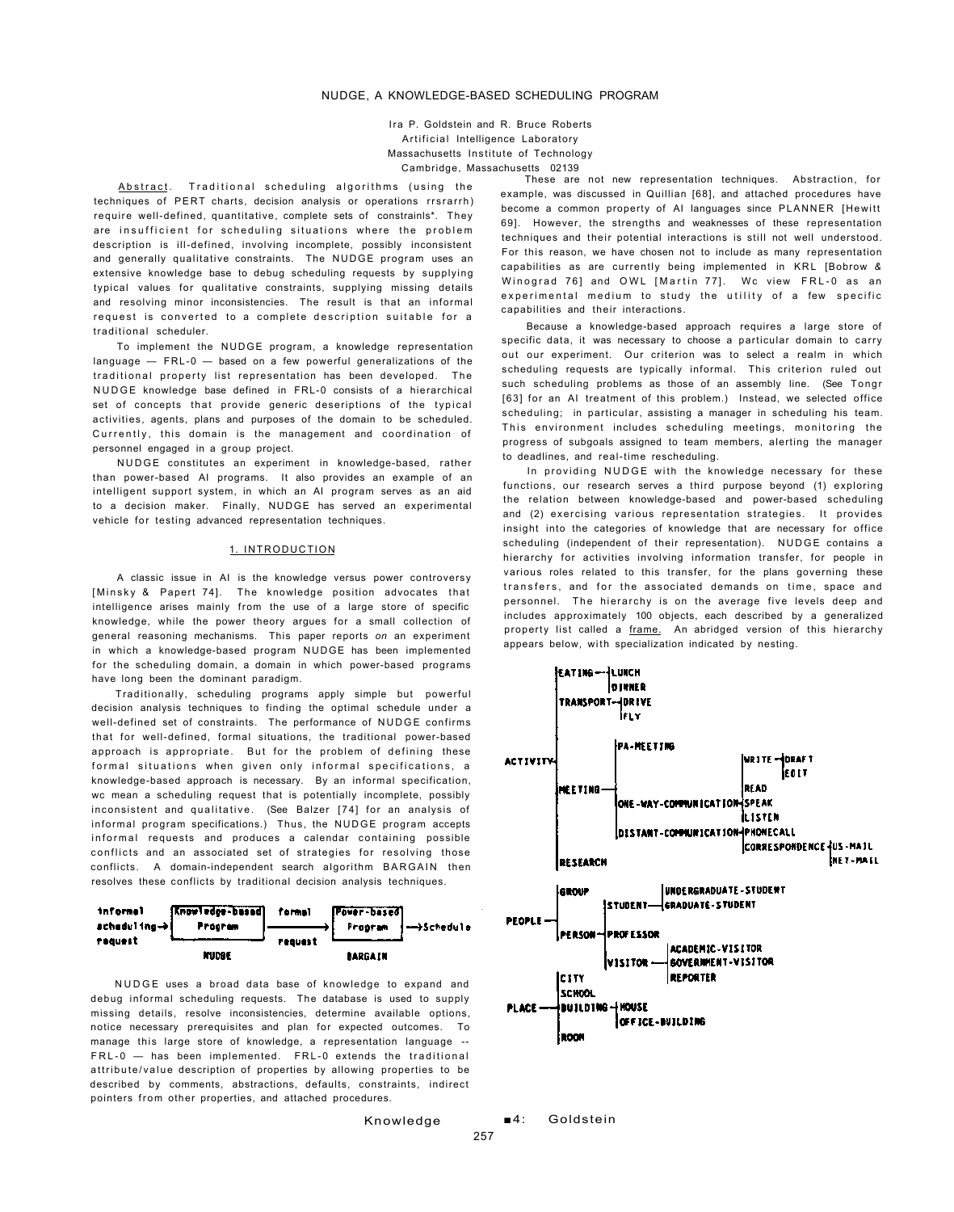# NUDGE, A KNOWLEDGE-BASED SCHEDULING PROGRAM

Ira P. Goldstein and R. Bruce Roberts
Artificial Intelligence Laboratory
Massachusetts Institute of Technology
Cambridge, Massachusetts 02139

Abstract. Traditional scheduling algorithms (using the techniques of PERT charts, decision analysis or operations rrsrarrh) require well-defined, quantitative, complete sets of constrainls*. They are insufficient for scheduling situations where the problem description is ill-defined, involving incomplete, possibly inconsistent and generally qualitative constraints. The NUDGE program uses an extensive knowledge base to debug scheduling requests by supplying typical values for qualitative constraints, supplying missing details and resolving minor inconsistencies. The result is that an informal request is converted to a complete description suitable for a traditional scheduler.

To implement the NUDGE program, a knowledge representation language — FRL-0 — based on a few powerful generalizations of the traditional property list representation has been developed. The NUDGE knowledge base defined in FRL-0 consists of a hierarchical set of concepts that provide generic deseriptions of the typical activities, agents, plans and purposes of the domain to be scheduled. Currently, this domain is the management and coordination of personnel engaged in a group project.

NUDGE constitutes an experiment in knowledge-based, rather than power-based AI programs. It also provides an example of an intelligent support system, in which an AI program serves as an aid to a decision maker. Finally, NUDGE has served an experimental vehicle for testing advanced representation techniques.

## 1. INTRODUCTION

A classic issue in AI is the knowledge versus power controversy [Minsky & Papert 74]. The knowledge position advocates that intelligence arises mainly from the use of a large store of specific knowledge, while the power theory argues for a small collection of general reasoning mechanisms. This paper reports *on* an experiment in which a knowledge-based program NUDGE has been implemented for the scheduling domain, a domain in which power-based programs have long been the dominant paradigm.

Traditionally, scheduling programs apply simple but powerful decision analysis techniques to finding the optimal schedule under a well-defined set of constraints. The performance of NUDGE confirms that for well-defined, formal situations, the traditional power-based approach is appropriate. But for the problem of defining these formal situations when given only informal specifications, a knowledge-based approach is necessary. By an informal specification, wc mean a scheduling request that is potentially incomplete, possibly inconsistent and qualitative. (See Balzer [74] for an analysis of informal program specifications.) Thus, the NUDGE program accepts informal requests and produces a calendar containing possible conflicts and an associated set of strategies for resolving those conflicts. A domain-independent search algorithm BARGAIN then resolves these conflicts by traditional decision analysis techniques.

```
informal                                 formal
scheduling --> [Knowledge-based Program] --------> [Power-based Program] --> Schedule
request              NUDGE               request         BARGAIN
```

NUDGE uses a broad data base of knowledge to expand and debug informal scheduling requests. The database is used to supply missing details, resolve inconsistencies, determine available options, notice necessary prerequisites and plan for expected outcomes. To manage this large store of knowledge, a representation language -- FRL-0 — has been implemented. FRL-0 extends the traditional attribute/value description of properties by allowing properties to be described by comments, abstractions, defaults, constraints, indirect pointers from other properties, and attached procedures.

These are not new representation techniques. Abstraction, for example, was discussed in Quillian [68], and attached procedures have become a common property of AI languages since PLANNER [Hewitt 69]. However, the strengths and weaknesses of these representation techniques and their potential interactions is still not well understood. For this reason, we have chosen not to include as many representation capabilities as are currently being implemented in KRL [Bobrow & Winograd 76] and OWL [Martin 77]. Wc view FRL-0 as an experimental medium to study the utility of a few specific capabilities and their interactions.

Because a knowledge-based approach requires a large store of specific data, it was necessary to choose a particular domain to carry out our experiment. Our criterion was to select a realm in which scheduling requests are typically informal. This criterion ruled out such scheduling problems as those of an assembly line. (See Tongr [63] for an AI treatment of this problem.) Instead, we selected office scheduling; in particular, assisting a manager in scheduling his team. This environment includes scheduling meetings, monitoring the progress of subgoals assigned to team members, alerting the manager to deadlines, and real-time rescheduling.

In providing NUDGE with the knowledge necessary for these functions, our research serves a third purpose beyond (1) exploring the relation between knowledge-based and power-based scheduling and (2) exercising various representation strategies. It provides insight into the categories of knowledge that are necessary for office scheduling (independent of their representation). NUDGE contains a hierarchy for activities involving information transfer, for people in various roles related to this transfer, for the plans governing these transfers, and for the associated demands on time, space and personnel. The hierarchy is on the average five levels deep and includes approximately 100 objects, each described by a generalized property list called a frame. An abridged version of this hierarchy appears below, with specialization indicated by nesting.

```
ACTIVITY
    EATING
        LUNCH
        DINNER
    TRANSPORT
        DRIVE
        FLY
    MEETING
        PA-MEETING
        ONE-WAY-COMMUNICATION
            WRITE
                DRAFT
                EDIT
            READ
            SPEAK
            LISTEN
        DISTANT-COMMUNICATION
            PHONECALL
            CORRESPONDENCE
                US-MAIL
                NET-MAIL
    RESEARCH
PEOPLE
    GROUP
    PERSON
        STUDENT
            UNDERGRADUATE-STUDENT
            GRADUATE-STUDENT
        PROFESSOR
        VISITOR
            ACADEMIC-VISITOR
            GOVERNMENT-VISITOR
            REPORTER
PLACE
    CITY
    SCHOOL
    BUILDING
        HOUSE
        OFFICE-BUILDING
    ROOM
```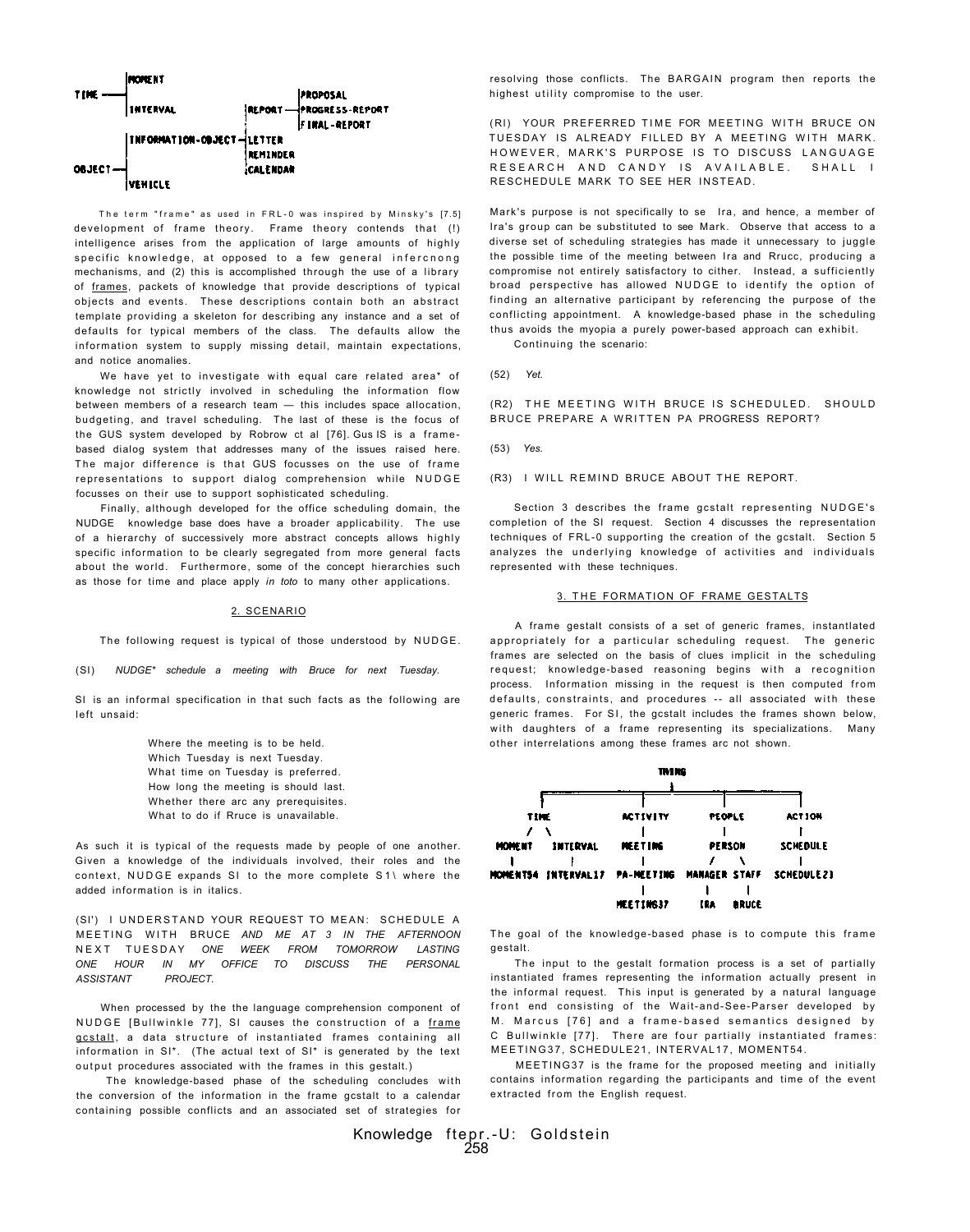```
      |MOMENT
TIME -|
      |INTERVAL               |PROPOSAL
                     |REPORT -|PROGRESS-REPORT
                     |        |FINAL-REPORT
       |INFORMATION-OBJECT -|LETTER
OBJECT-|                    |REMINDER
       |                    |CALENDAR
       |VEHICLE
```

The term "frame" as used in FRL-0 was inspired by Minsky's [7.5] development of frame theory. Frame theory contends that (!) intelligence arises from the application of large amounts of highly specific knowledge, at opposed to a few general infercnong mechanisms, and (2) this is accomplished through the use of a library of frames, packets of knowledge that provide descriptions of typical objects and events. These descriptions contain both an abstract template providing a skeleton for describing any instance and a set of defaults for typical members of the class. The defaults allow the information system to supply missing detail, maintain expectations, and notice anomalies.

We have yet to investigate with equal care related area* of knowledge not strictly involved in scheduling the information flow between members of a research team — this includes space allocation, budgeting, and travel scheduling. The last of these is the focus of the GUS system developed by Robrow ct al [76]. Gus IS is a frame-based dialog system that addresses many of the issues raised here. The major difference is that GUS focusses on the use of frame representations to support dialog comprehension while NUDGE focusses on their use to support sophisticated scheduling.

Finally, although developed for the office scheduling domain, the NUDGE knowledge base does have a broader applicability. The use of a hierarchy of successively more abstract concepts allows highly specific information to be clearly segregated from more general facts about the world. Furthermore, some of the concept hierarchies such as those for time and place apply *in toto* to many other applications.

## 2. SCENARIO

The following request is typical of those understood by NUDGE.

(SI) *NUDGE\* schedule a meeting with Bruce for next Tuesday.*

SI is an informal specification in that such facts as the following are left unsaid:

Where the meeting is to be held.
Which Tuesday is next Tuesday.
What time on Tuesday is preferred.
How long the meeting is should last.
Whether there arc any prerequisites.
What to do if Rruce is unavailable.

As such it is typical of the requests made by people of one another. Given a knowledge of the individuals involved, their roles and the context, NUDGE expands SI to the more complete S1\ where the added information is in italics.

(SI') I UNDERSTAND YOUR REQUEST TO MEAN: SCHEDULE A MEETING WITH BRUCE *AND ME AT 3 IN THE AFTERNOON* NEXT TUESDAY *ONE WEEK FROM TOMORROW LASTING ONE HOUR IN MY OFFICE TO DISCUSS THE PERSONAL ASSISTANT PROJECT.*

When processed by the the language comprehension component of NUDGE [Bullwinkle 77], SI causes the construction of a frame gcstalt, a data structure of instantiated frames containing all information in SI\*. (The actual text of SI\* is generated by the text output procedures associated with the frames in this gestalt.)

The knowledge-based phase of the scheduling concludes with the conversion of the information in the frame gcstalt to a calendar containing possible conflicts and an associated set of strategies for resolving those conflicts. The BARGAIN program then reports the highest utility compromise to the user.

(RI) YOUR PREFERRED TIME FOR MEETING WITH BRUCE ON TUESDAY IS ALREADY FILLED BY A MEETING WITH MARK. HOWEVER, MARK'S PURPOSE IS TO DISCUSS LANGUAGE RESEARCH AND CANDY IS AVAILABLE. SHALL I RESCHEDULE MARK TO SEE HER INSTEAD.

Mark's purpose is not specifically to se Ira, and hence, a member of Ira's group can be substituted to see Mark. Observe that access to a diverse set of scheduling strategies has made it unnecessary to juggle the possible time of the meeting between Ira and Rrucc, producing a compromise not entirely satisfactory to cither. Instead, a sufficiently broad perspective has allowed NUDGE to identify the option of finding an alternative participant by referencing the purpose of the conflicting appointment. A knowledge-based phase in the scheduling thus avoids the myopia a purely power-based approach can exhibit.

Continuing the scenario:

(52) *Yet.*

(R2) THE MEETING WITH BRUCE IS SCHEDULED. SHOULD BRUCE PREPARE A WRITTEN PA PROGRESS REPORT?

(53) *Yes.*

(R3) I WILL REMIND BRUCE ABOUT THE REPORT.

Section 3 describes the frame gcstalt representing NUDGE's completion of the SI request. Section 4 discusses the representation techniques of FRL-0 supporting the creation of the gcstalt. Section 5 analyzes the underlying knowledge of activities and individuals represented with these techniques.

## 3. THE FORMATION OF FRAME GESTALTS

A frame gestalt consists of a set of generic frames, instantlated appropriately for a particular scheduling request. The generic frames are selected on the basis of clues implicit in the scheduling request; knowledge-based reasoning begins with a recognition process. Information missing in the request is then computed from defaults, constraints, and procedures -- all associated with these generic frames. For SI, the gcstalt includes the frames shown below, with daughters of a frame representing its specializations. Many other interrelations among these frames arc not shown.

```
                              THING
                                |
   +-----------------+----------+------------+-----------+
   |                 |                       |           |
  TIME            ACTIVITY                PEOPLE       ACTION
  /   \              |                       |           |
MOMENT INTERVAL   MEETING                 PERSON      SCHEDULE
  |       |          |                    /    \         |
MOMENT54 INTERVAL17 PA-MEETING       MANAGER  STAFF  SCHEDULE21
                     |                  |        |
                  MEETING37            IRA     BRUCE
```

The goal of the knowledge-based phase is to compute this frame gestalt.

The input to the gestalt formation process is a set of partially instantiated frames representing the information actually present in the informal request. This input is generated by a natural language front end consisting of the Wait-and-See-Parser developed by M. Marcus [76] and a frame-based semantics designed by C Bullwinkle [77]. There are four partially instantiated frames: MEETING37, SCHEDULE21, INTERVAL17, MOMENT54.

MEETING37 is the frame for the proposed meeting and initially contains information regarding the participants and time of the event extracted from the English request.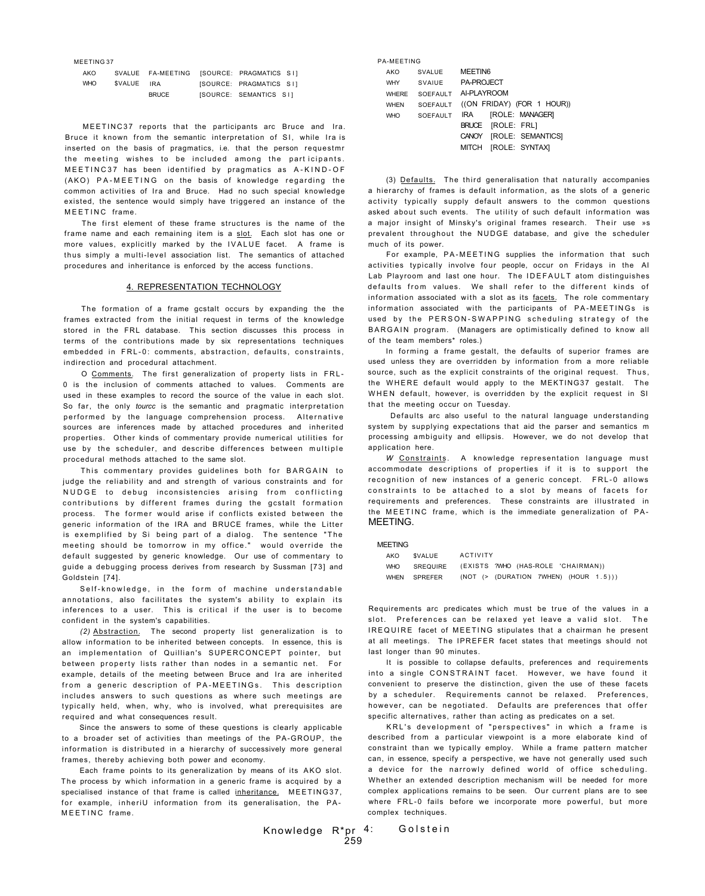```
MEETING37
  AKO    SVALUE  FA-MEETING  [SOURCE: PRAGMATICS SI]
  WHO    $VALUE  IRA         [SOURCE: PRAGMATICS SI]
                 BRUCE       [SOURCE: SEMANTICS SI]
```

MEETINC37 reports that the participants arc Bruce and Ira. Bruce it known from the semantic interpretation of SI, while Ira is inserted on the basis of pragmatics, i.e. that the person requestmr the meeting wishes to be included among the part icipants. MEETINC37 has been identified by pragmatics as A-KIND-OF (AKO) PA-MEETING on the basis of knowledge regarding the common activities of Ira and Bruce. Had no such special knowledge existed, the sentence would simply have triggered an instance of the MEETINC frame.

The first element of these frame structures is the name of the frame name and each remaining item is a slot. Each slot has one or more values, explicitly marked by the IVALUE facet. A frame is thus simply a multi-level association list. The semantics of attached procedures and inheritance is enforced by the access functions.

## 4. REPRESENTATION TECHNOLOGY

The formation of a frame gcstalt occurs by expanding the the frames extracted from the initial request in terms of the knowledge stored in the FRL database. This section discusses this process in terms of the contributions made by six representations techniques embedded in FRL-0: comments, abstraction, defaults, constraints, indirection and procedural attachment.

O Comments. The first generalization of property lists in FRL-0 is the inclusion of comments attached to values. Comments are used in these examples to record the source of the value in each slot. So far, the only *tourcc* is the semantic and pragmatic interpretation performed by the language comprehension process. Alternative sources are inferences made by attached procedures and inherited properties. Other kinds of commentary provide numerical utilities for use by the scheduler, and describe differences between multiple procedural methods attached to the same slot.

This commentary provides guidelines both for BARGAIN to judge the reliability and and strength of various constraints and for NUDGE to debug inconsistencies arising from conflicting contributions by different frames during the gcstalt formation process. The former would arise if conflicts existed between the generic information of the IRA and BRUCE frames, while the Litter is exemplified by Si being part of a dialog. The sentence "The meeting should be tomorrow in my office." would override the default suggested by generic knowledge. Our use of commentary to guide a debugging process derives from research by Sussman [73] and Goldstein [74].

Self-knowledge, in the form of machine understandable annotations, also facilitates the system's ability to explain its inferences to a user. This is critical if the user is to become confident in the system's capabilities.

*(2)* Abstraction. The second property list generalization is to allow information to be inherited between concepts. In essence, this is an implementation of Quillian's SUPERCONCEPT pointer, but between property lists rather than nodes in a semantic net. For example, details of the meeting between Bruce and Ira are inherited from a generic description of PA-MEETINGs. This description includes answers to such questions as where such meetings are typically held, when, why, who is involved, what prerequisites are required and what consequences result.

Since the answers to some of these questions is clearly applicable to a broader set of activities than meetings of the PA-GROUP, the information is distributed in a hierarchy of successively more general frames, thereby achieving both power and economy.

Each frame points to its generalization by means of its AKO slot. The process by which information in a generic frame is acquired by a specialised instance of that frame is called inheritance. MEETING37, for example, inheriU information from its generalisation, the PA-MEETINC frame.

```
PA-MEETING
  AKO    SVALUE    MEETIN6
  WHY    SVAIUE    PA-PROJECT
  WHERE  SOEFAULT  AI-PLAYROOM
  WHEN   SOEFAULT  ((ON FRIDAY) (FOR 1 HOUR))
  WHO    SOEFAULT  IRA    [ROLE: MANAGER]
                   BRUCE  [ROLE: FRL]
                   CANOY  [ROLE: SEMANTICS]
                   MITCH  [ROLE: SYNTAX]
```

(3) Defaults. The third generalisation that naturally accompanies a hierarchy of frames is default information, as the slots of a generic activity typically supply default answers to the common questions asked about such events. The utility of such default information was a major insight of Minsky's original frames research. Their use »s prevalent throughout the NUDGE database, and give the scheduler much of its power.

For example, PA-MEETING supplies the information that such activities typically involve four people, occur on Fridays in the AI Lab Playroom and last one hour. The IDEFAULT atom distinguishes defaults from values. We shall refer to the different kinds of information associated with a slot as its facets. The role commentary information associated with the participants of PA-MEETINGs is used by the PERSON-SWAPPING scheduling strategy of the BARGAIN program. (Managers are optimistically defined to know all of the team members\* roles.)

In forming a frame gestalt, the defaults of superior frames are used unless they are overridden by information from a more reliable source, such as the explicit constraints of the original request. Thus, the WHERE default would apply to the MEKTING37 gestalt. The WHEN default, however, is overridden by the explicit request in SI that the meeting occur on Tuesday.

Defaults arc also useful to the natural language understanding system by supplying expectations that aid the parser and semantics m processing ambiguity and ellipsis. However, we do not develop that application here.

*W* Constraints. A knowledge representation language must accommodate descriptions of properties if it is to support the recognition of new instances of a generic concept. FRL-0 allows constraints to be attached to a slot by means of facets for requirements and preferences. These constraints are illustrated in the MEETINC frame, which is the immediate generalization of PA-MEETING.

```
MEETING
  AKO   $VALUE    ACTIVITY
  WHO   SREQUIRE  (EXISTS ?WHO (HAS-ROLE 'CHAIRMAN))
  WHEN  SPREFER   (NOT (> (DURATION 7WHEN) (HOUR 1.5)))
```

Requirements arc predicates which must be true of the values in a slot. Preferences can be relaxed yet leave a valid slot. The IREQUIRE facet of MEETING stipulates that a chairman he present at all meetings. The IPREFER facet states that meetings should not last longer than 90 minutes.

It is possible to collapse defaults, preferences and requirements into a single CONSTRAINT facet. However, we have found it convenient to preserve the distinction, given the use of these facets by a scheduler. Requirements cannot be relaxed. Preferences, however, can be negotiated. Defaults are preferences that offer specific alternatives, rather than acting as predicates on a set.

KRL's development of "perspectives" in which a frame is described from a particular viewpoint is a more elaborate kind of constraint than we typically employ. While a frame pattern matcher can, in essence, specify a perspective, we have not generally used such a device for the narrowly defined world of office scheduling. Whether an extended description mechanism will be needed for more complex applications remains to be seen. Our current plans are to see where FRL-0 fails before we incorporate more powerful, but more complex techniques.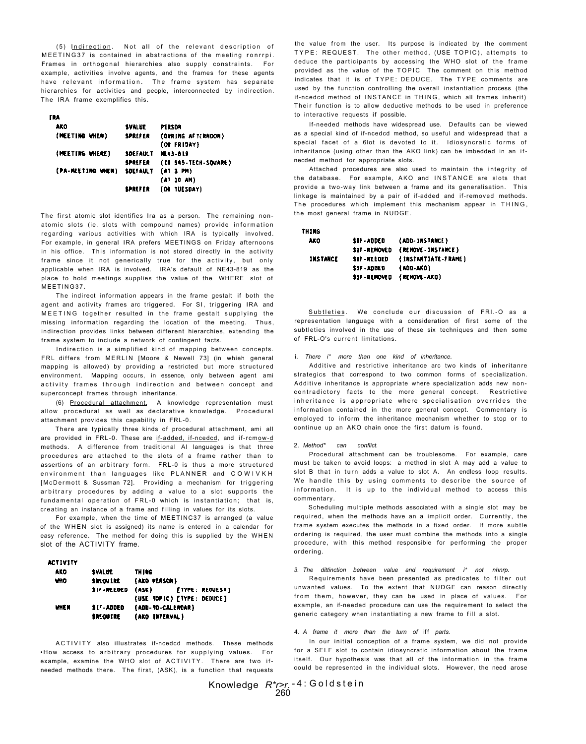(5) Indirection. Not all of the relevant description of MEETING37 is contained in abstractions of the meeting ronrrpi. Frames in orthogonal hierarchies also supply constraints. For example, activities involve agents, and the frames for these agents have relevant information. The frame system has separate hierarchies for activities and people, interconnected by indirection. The IRA frame exemplifies this.

```
IRA
  AKO                 $VALUE     PERSON
  (MEETING WHEN)      $PREFER    (DURING AFTERNOON)
                                 (ON FRIDAY)
  (MEETING WHERE)     $DEFAULT   NE43-819
                      $PREFER    (IN 545-TECH-SQUARE)
  (PA-MEETING WHEN)   $DEFAULT   (AT 3 PM)
                                 (AT 10 AM)
                      $PREFER    (ON TUESDAY)
```

The first atomic slot identifies Ira as a person. The remaining non-atomic slots (ie, slots with compound names) provide information regarding various activities with which IRA is typically involved. For example, in general IRA prefers MEETINGS on Friday afternoons in his office. This information is not stored directly in the activity frame since it not generically true for the activity, but only applicable when IRA is involved. IRA's default of NE43-819 as the place to hold meetings supplies the value of the WHERE slot of MEETING37.

The indirect information appears in the frame gestalt if both the agent and activity frames arc triggered. For SI, triggering IRA and MEETING together resulted in the frame gestalt supplying the missing information regarding the location of the meeting. Thus, indirection provides links between different hierarchies, extending the frame system to include a network of contingent facts.

Indirection is a simplified kind of mapping between concepts. FRL differs from MERLIN [Moore & Newell 73] (in whieh general mapping is allowed) by providing a restricted but more structured environment. Mapping occurs, in essence, only between agent ami activity frames through indirection and between concept and superconcept frames through inheritance.

(6) Procedural attachment. A knowledge representation must allow procedural as well as declarative knowledge. Procedural attachment provides this capability in FRL-0.

There are typically three kinds of procedural attachment, ami all are provided in FRL-0. These are if-added, if-ncedcd, and if-rcmow-d methods. A difference from traditional AI languages is that three procedures are attached to the slots of a frame rather than to assertions of an arbitrary form. FRL-0 is thus a more structured environment than languages like PLANNER and COWIVKH [McDermott & Sussman 72]. Providing a mechanism for triggering arbitrary procedures by adding a value to a slot supports the fundamental operation of FRL-0 which is instantiation; that is, creating an instance of a frame and filling in values for its slots.

For example, when the time of MEETINC37 is arranged (a value of the WHEN slot is assigned) its name is entered in a calendar for easy reference. The method for doing this is supplied by the WHEN slot of the ACTIVITY frame.

```
ACTIVITY
  AKO     $VALUE      THING
  WHO     $REQUIRE    (AKO PERSON)
          $IF-NEEDED  (ASK)        [TYPE: REQUEST]
                      (USE TOPIC)  [TYPE: DEDUCE]
  WHEN    $IF-ADDED   (ADD-TO-CALENDAR)
          $REQUIRE    (AKO INTERVAL)
```

ACTIVITY also illustrates if-ncedcd methods. These methods •How access to arbitrary procedures for supplying values. For example, examine the WHO slot of ACTIVITY. There are two if-needed methods there. The first, (ASK), is a function that requests the value from the user. Its purpose is indicated by the comment TYPE: REQUEST. The other method, (USE TOPIC), attempts to deduce the participants by accessing the WHO slot of the frame provided as the value of the TOPIC The comment on this method indicates that it is of TYPE: DEDUCE. The TYPE comments are used by the function controlling the overall instantiation process (the if-ncedcd method of INSTANCE in THING, which all frames inherit) Their function is to allow deductive methods to be used in preference to interactive requests if possible.

If-needed methods have widespread use. Defaults can be viewed as a special kind of if-ncedcd method, so useful and widespread that a special facet of a 6lot is devoted to it. Idiosyncratic forms of inheritance (using other than the AKO link) can be imbedded in an if-necded method for appropriate slots.

Attached procedures are also used to maintain the integrity of the database. For example, AKO and INSTANCE are slots that provide a two-way link between a frame and its generalisation. This linkage is maintained by a pair of if-added and if-removed methods. The procedures which implement this mechanism appear in THING, the most general frame in NUDGE.

```
THING
  AKO        $IF-ADDED    (ADD-INSTANCE)
             $IF-REMOVED  (REMOVE-INSTANCE)
  INSTANCE   $IF-NEEDED   (INSTANTIATE-FRAME)
             $IF-ADDED    (ADD-AKO)
             $IF-REMOVED  (REMOVE-AKO)
```

Subtleties. We conclude our discussion of FRl.-O as a representation language with a consideration of first some of the subtleties involved in the use of these six techniques and then some of FRL-O's current limitations.

*i. There i* more than one kind of inheritance.*

Additive and restrictive inheritance arc two kinds of inheritanre strategics that correspond to two common forms of specialization. Additive inheritance is appropriate where specialization adds new non-contradictory facts to the more general concept. Restrictive inheritance is appropriate where specialisation overrides the information contained in the more general concept. Commentary is employed to inform the inheritance mechanism whether to stop or to continue up an AKO chain once the first datum is found.

*2. Method* can conflict.*

Procedural attachment can be troublesome. For example, care must be taken to avoid loops: a method in slot A may add a value to slot B that in turn adds a value to slot A. An endless loop results. We handle this by using comments to describe the source of information. It is up to the individual method to access this commentary.

Scheduling multiple methods associated with a single slot may be required, when the methods have an a implicit order. Currently, the frame system executes the methods in a fixed order. If more subtle ordering is required, the user must combine the methods into a single procedure, with this method responsible for performing the proper ordering.

*3. The dittinction between value and requirement i* not nhnrp.*

Requirements have been presented as predicates to filter out unwanted values. To the extent that NUDGE can reason directly from them, however, they can be used in place of values. For example, an if-needed procedure can use the requirement to select the generic category when instantiating a new frame to fill a slot.

*4. A frame it more than the turn of iff parts.*

In our initial conception of a frame system, we did not provide for a SELF slot to contain idiosyncratic information about the frame itself. Our hypothesis was that all of the information in the frame could be represented in the individual slots. However, the need arose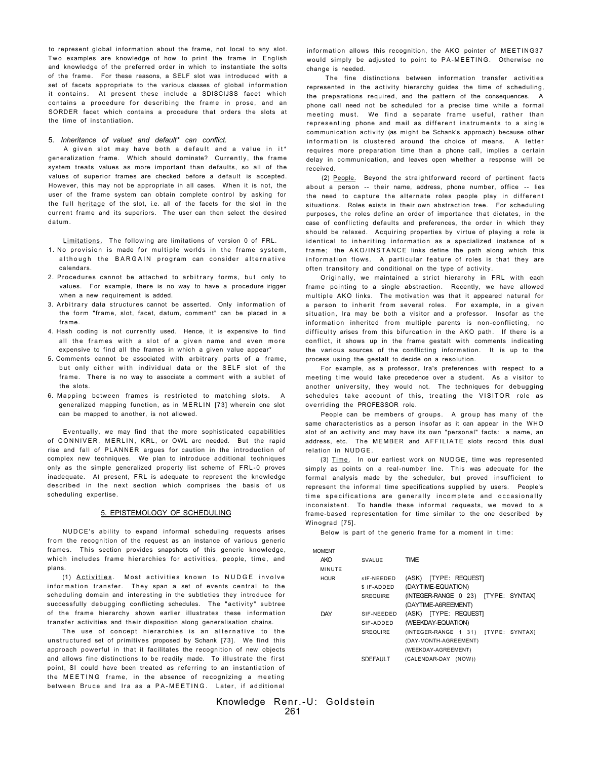to represent global information about the frame, not local to any slot. Two examples are knowledge of how to print the frame in English and knowledge of the preferred order in which to instantiate the solts of the frame. For these reasons, a SELF slot was introduced with a set of facets appropriate to the various classes of global information it contains. At present these include a SDISCIJSS facet which contains a procedure for describing the frame in prose, and an SORDER facet which contains a procedure that orders the slots at the time of instantiation.

5. *Inheritance of valuet and default\* can conflict.*

A given slot may have both a default and a value in it* generalization frame. Which should dominate? Currently, the frame system treats values as more important than defaults, so all of the values of superior frames are checked before a default is accepted. However, this may not be appropriate in all cases. When it is not, the user of the frame system can obtain complete control by asking for the full heritage of the slot, i.e. all of the facets for the slot in the current frame and its superiors. The user can then select the desired datum.

Limitations. The following are limitations of version 0 of FRL.

1. No provision is made for multiple worlds in the frame system, although the BARGAIN program can consider alternative calendars.
2. Procedures cannot be attached to arbitrary forms, but only to values. For example, there is no way to have a procedure irigger when a new requirement is added.
3. Arbitrary data structures cannot be asserted. Only information of the form "frame, slot, facet, datum, comment" can be placed in a frame.
4. Hash coding is not currently used. Hence, it is expensive to find all the frames with a slot of a given name and even more expensive to find all the frames in which a given value appear*
5. Comments cannot be associated with arbitrary parts of a frame, but only cither with individual data or the SELF slot of the frame. There is no way to associate a comment with a sublet of the slots.
6. Mapping between frames is restricted to matching slots. A generalized mapping function, as in MERLIN [73] wherein one slot can be mapped to another, is not allowed.

Eventually, we may find that the more sophisticated capabilities of CONNIVER, MERLIN, KRL, or OWL arc needed. But the rapid rise and fall of PLANNER argues for caution in the introduction of complex new techniques. We plan to introduce additional techniques only as the simple generalized property list scheme of FRL-0 proves inadequate. At present, FRL is adequate to represent the knowledge described in the next section which comprises the basis of us scheduling expertise.

## 5. EPISTEMOLOGY OF SCHEDULING

NUDCE's ability to expand informal scheduling requests arises from the recognition of the request as an instance of various generic frames. This section provides snapshots of this generic knowledge, which includes frame hierarchies for activities, people, time, and plans.

(1) Activities. Most activities known to NUDGE involve information transfer. They span a set of events central to the scheduling domain and interesting in the subtleties they introduce for successfully debugging conflicting schedules. The "activity" subtree of the frame hierarchy shown earlier illustrates these information transfer activities and their disposition along generalisation chains.

The use of concept hierarchies is an alternative to the unstructured set of primitives proposed by Schank [73]. We find this approach powerful in that it facilitates the recognition of new objects and allows fine distinctions to be readily made. To illustrate the first point, SI could have been treated as referring to an instantiation of the MEETING frame, in the absence of recognizing a meeting between Bruce and Ira as a PA-MEETING. Later, if additional information allows this recognition, the AKO pointer of MEETING37 would simply be adjusted to point to PA-MEETING. Otherwise no change is needed.

The fine distinctions between information transfer activities represented in the activity hierarchy guides the time of scheduling, the preparations required, and the pattern of the consequences. A phone call need not be scheduled for a precise time while a formal meeting must. We find a separate frame useful, rather than representing phone and mail as different instruments to a single communication activity (as might be Schank's approach) because other information is clustered around the choice of means. A letter requires more preparation time than a phone call, implies a certain delay in communication, and leaves open whether a response will be received.

(2) People. Beyond the straightforward record of pertinent facts about a person -- their name, address, phone number, office -- lies the need to capture the alternate roles people play in different situations. Roles exists in their own abstraction tree. For scheduling purposes, the roles define an order of importance that dictates, in the case of conflicting defaults and preferences, the order in which they should be relaxed. Acquiring properties by virtue of playing a role is identical to inheriting information as a specialized instance of a frame; the AKO/INSTANCE links define the path along which this information flows. A particular feature of roles is that they are often transitory and conditional on the type of activity.

Originally, we maintained a strict hierarchy in FRL with each frame pointing to a single abstraction. Recently, we have allowed multiple AKO links. The motivation was that it appeared natural for a person to inherit from several roles. For example, in a given situation, Ira may be both a visitor and a professor. Insofar as the information inherited from multiple parents is non-conflicting, no difficulty arises from this bifurcation in the AKO path. If there is a conflict, it shows up in the frame gestalt with comments indicating the various sources of the conflicting information. It is up to the process using the gestalt to decide on a resolution.

For example, as a professor, Ira's preferences with respect to a meeting time would take precedence over a student. As a visitor to another university, they would not. The techniques for debugging schedules take account of this, treating the VISITOR role as overriding the PROFESSOR role.

People can be members of groups. A group has many of the same characteristics as a person insofar as it can appear in the WHO slot of an activity and may have its own "personal" facts: a name, an address, etc. The MEMBER and AFFILIATE slots record this dual relation in NUDGE.

(3) Time. In our earliest work on NUDGE, time was represented simply as points on a real-number line. This was adequate for the formal analysis made by the scheduler, but proved insufficient to represent the informal time specifications supplied by users. People's time specifications are generally incomplete and occasionally inconsistent. To handle these informal requests, we moved to a frame-based representation for time similar to the one described by Winograd [75].

Below is part of the generic frame for a moment in time:

```
MOMENT
  AKO      SVALUE      TIME
  MINUTE
  HOUR     sIF-NEEDED  (ASK) [TYPE: REQUEST]
           $ IF-ADDED  (DAYTIME-EQUATION)
           SREQUIRE    (INTEGER-RANGE 0 23) [TYPE: SYNTAX]
                       (DAYTIME-A6REEMENT)
  DAY      SIF-NEEDED  (ASK) [TYPE: REQUEST]
           SIF-ADDED   (WEEKDAY-EQUATION)
           SREQUIRE    (INTEGER-RANGE 1 31) [TYPE: SYNTAX]
                       (DAY-MONTH-AGREEMENT)
                       (WEEKDAY-AGREEMENT)
           SDEFAULT    (CALENDAR-DAY (NOW))
```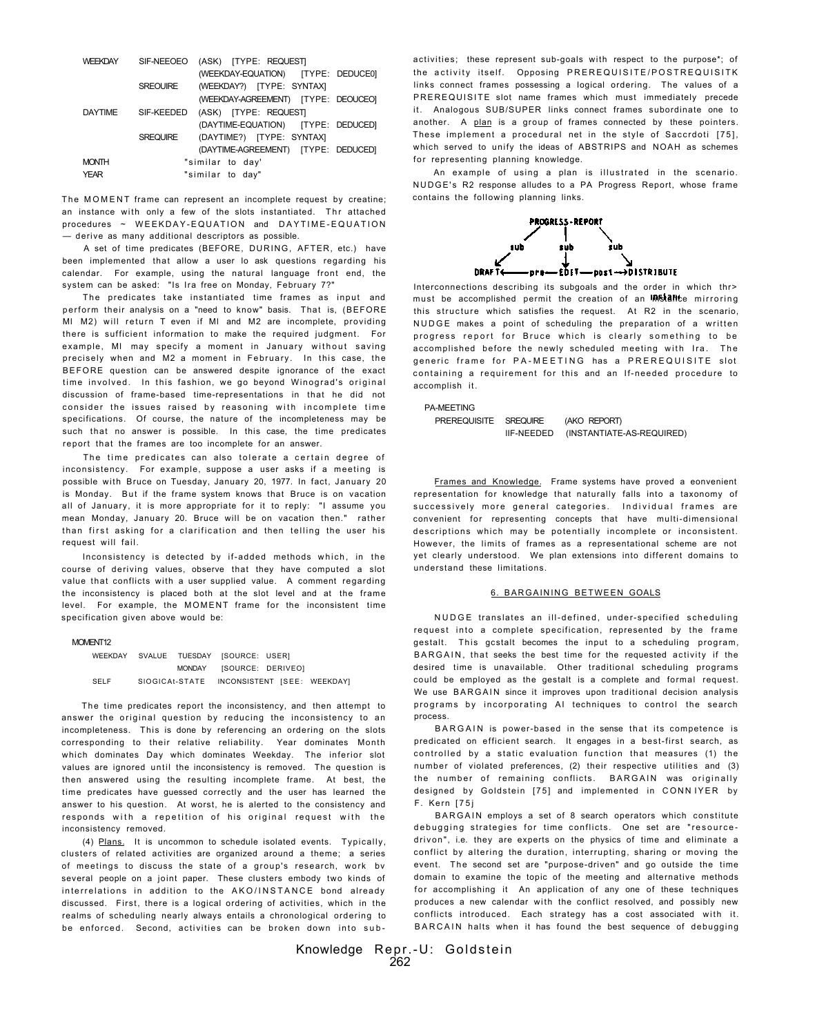```
WEEKDAY   SIF-NEEOEO   (ASK)  [TYPE: REQUEST]
                       (WEEKDAY-EQUATION)   [TYPE: DEDUCE0]
          SREOUIRE     (WEEKDAY?)  [TYPE: SYNTAX]
                       (WEEKDAY-AGREEMENT)  [TYPE: DEOUCEO]
DAYTIME   SIF-KEEDED   (ASK)  [TYPE: REQUEST]
                       (DAYTIME-EQUATION)   [TYPE: DEDUCED]
          SREQUIRE     (DAYTIME?)  [TYPE: SYNTAX]
                       (DAYTIME-AGREEMENT)  [TYPE: DEDUCED]
MONTH                  "similar to day'
YEAR                   "similar to day"
```

The MOMENT frame can represent an incomplete request by creatine; an instance with only a few of the slots instantiated. Thr attached procedures ~ WEEKDAY-EQUATION and DAYTIME-EQUATION — derive as many additional descriptors as possible.

A set of time predicates (BEFORE, DURING, AFTER, etc.) have been implemented that allow a user lo ask questions regarding his calendar. For example, using the natural language front end, the system can be asked: "Is Ira free on Monday, February 7?"

The predicates take instantiated time frames as input and perform their analysis on a "need to know" basis. That is, (BEFORE MI M2) will return T even if MI and M2 are incomplete, providing there is sufficient information to make the required judgment. For example, MI may specify a moment in January without saving precisely when and M2 a moment in February. In this case, the BEFORE question can be answered despite ignorance of the exact time involved. In this fashion, we go beyond Winograd's original discussion of frame-based time-representations in that he did not consider the issues raised by reasoning with incomplete time specifications. Of course, the nature of the incompleteness may be such that no answer is possible. In this case, the time predicates report that the frames are too incomplete for an answer.

The time predicates can also tolerate a certain degree of inconsistency. For example, suppose a user asks if a meeting is possible with Bruce on Tuesday, January 20, 1977. In fact, January 20 is Monday. But if the frame system knows that Bruce is on vacation all of January, it is more appropriate for it to reply: "I assume you mean Monday, January 20. Bruce will be on vacation then." rather than first asking for a clarification and then telling the user his request will fail.

Inconsistency is detected by if-added methods which, in the course of deriving values, observe that they have computed a slot value that conflicts with a user supplied value. A comment regarding the inconsistency is placed both at the slot level and at the frame level. For example, the MOMENT frame for the inconsistent time specification given above would be:

```
MOMENT12
   WEEKDAY   SVALUE   TUESDAY  [SOURCE: USER]
                      MONDAY   [SOURCE: DERIVEO]
   SELF      SIOGICAt-STATE   INCONSISTENT [SEE: WEEKDAY]
```

The time predicates report the inconsistency, and then attempt to answer the original question by reducing the inconsistency to an incompleteness. This is done by referencing an ordering on the slots corresponding to their relative reliability. Year dominates Month which dominates Day which dominates Weekday. The inferior slot values are ignored until the inconsistency is removed. The question is then answered using the resulting incomplete frame. At best, the time predicates have guessed correctly and the user has learned the answer to his question. At worst, he is alerted to the consistency and responds with a repetition of his original request with the inconsistency removed.

(4) Plans. It is uncommon to schedule isolated events. Typically, clusters of related activities are organized around a theme; a series of meetings to discuss the state of a group's research, work bv several people on a joint paper. These clusters embody two kinds of interrelations in addition to the AKO/INSTANCE bond already discussed. First, there is a logical ordering of activities, which in the realms of scheduling nearly always entails a chronological ordering to be enforced. Second, activities can be broken down into sub-activities; these represent sub-goals with respect to the purpose*; of the activity itself. Opposing PREREQUISITE/POSTREQUISITK links connect frames possessing a logical ordering. The values of a PREREQUISITE slot name frames which must immediately precede it. Analogous SUB/SUPER links connect frames subordinate one to another. A plan is a group of frames connected by these pointers. These implement a procedural net in the style of Saccrdoti [75], which served to unify the ideas of ABSTRIPS and NOAH as schemes for representing planning knowledge.

An example of using a plan is illustrated in the scenario. NUDGE's R2 response alludes to a PA Progress Report, whose frame contains the following planning links.

```
              PROGRESS-REPORT
            /        |        \
         sub        sub        sub
          /          |           \
   DRAFT <--pre-- EDIT --post--> DISTRIBUTE
```

Interconnections describing its subgoals and the order in which thr> must be accomplished permit the creation of an instance mirroring this structure which satisfies the request. At R2 in the scenario, NUDGE makes a point of scheduling the preparation of a written progress report for Bruce which is clearly something to be accomplished before the newly scheduled meeting with Ira. The generic frame for PA-MEETING has a PREREQUISITE slot containing a requirement for this and an If-needed procedure to accomplish it.

```
PA-MEETING
   PREREQUISITE   SREQUIRE    (AKO REPORT)
                  IIF-NEEDED  (INSTANTIATE-AS-REQUIRED)
```

Frames and Knowledge. Frame systems have proved a eonvenient representation for knowledge that naturally falls into a taxonomy of successively more general categories. Individual frames are convenient for representing concepts that have multi-dimensional descriptions which may be potentially incomplete or inconsistent. However, the limits of frames as a representational scheme are not yet clearly understood. We plan extensions into different domains to understand these limitations.

## 6. BARGAINING BETWEEN GOALS

NUDGE translates an ill-defined, under-specified scheduling request into a complete specification, represented by the frame gestalt. This gcstalt becomes the input to a scheduling program, BARGAIN, that seeks the best time for the requested activity if the desired time is unavailable. Other traditional scheduling programs could be employed as the gestalt is a complete and formal request. We use BARGAIN since it improves upon traditional decision analysis programs by incorporating AI techniques to control the search process.

BARGAIN is power-based in the sense that its competence is predicated on efficient search. It engages in a best-first search, as controlled by a static evaluation function that measures (1) the number of violated preferences, (2) their respective utilities and (3) the number of remaining conflicts. BARGAIN was originally designed by Goldstein [75] and implemented in CONN IYER by F. Kern [75j

BARGAIN employs a set of 8 search operators which constitute debugging strategies for time conflicts. One set are "resource-drivon", i.e. they are experts on the physics of time and eliminate a conflict by altering the duration, interrupting, sharing or moving the event. The second set are "purpose-driven" and go outside the time domain to examine the topic of the meeting and alternative methods for accomplishing it An application of any one of these techniques produces a new calendar with the conflict resolved, and possibly new conflicts introduced. Each strategy has a cost associated with it. BARCAIN halts when it has found the best sequence of debugging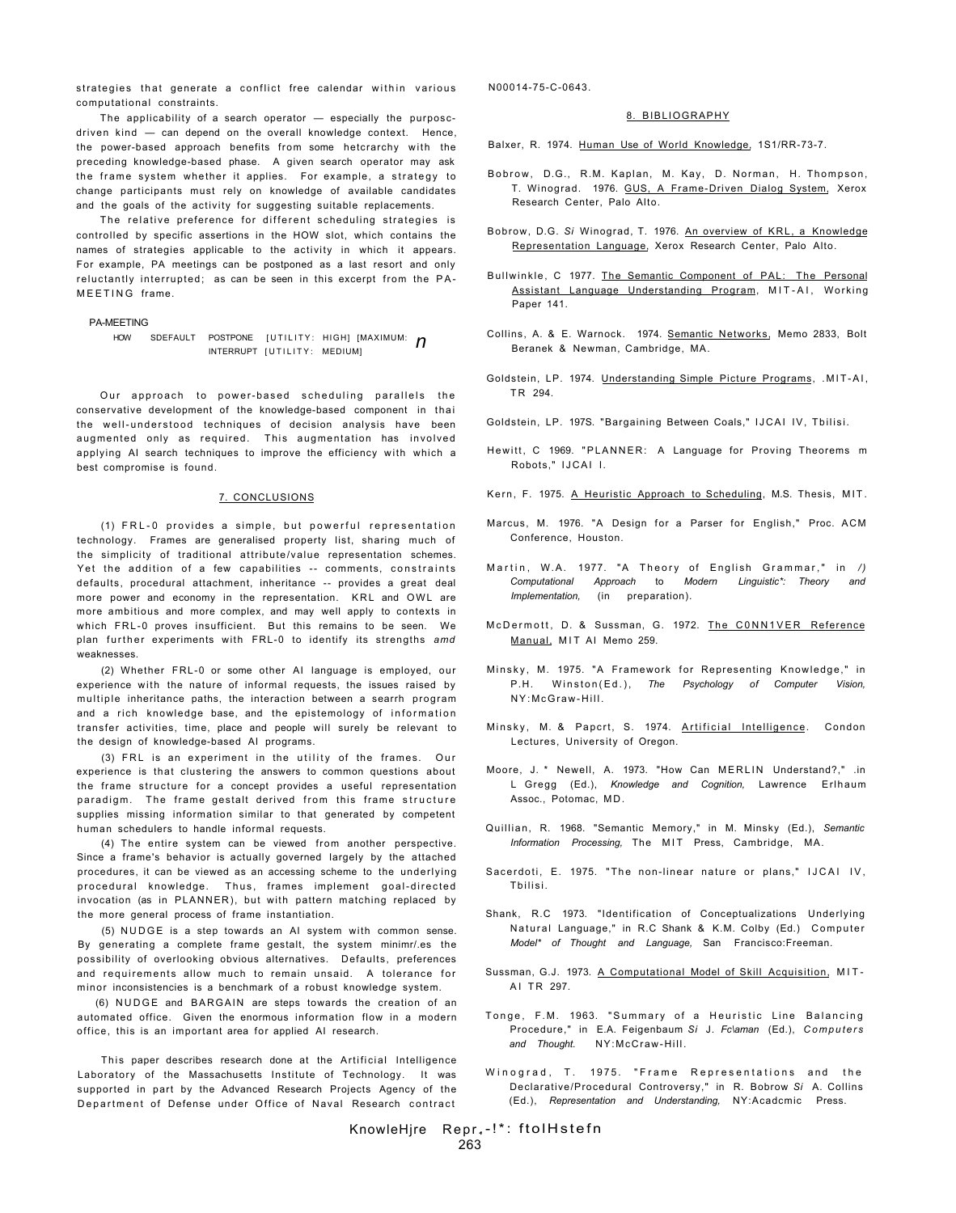strategies that generate a conflict free calendar within various computational constraints.

The applicability of a search operator — especially the purposc-driven kind — can depend on the overall knowledge context. Hence, the power-based approach benefits from some hetcrarchy with the preceding knowledge-based phase. A given search operator may ask the frame system whether it applies. For example, a strategy to change participants must rely on knowledge of available candidates and the goals of the activity for suggesting suitable replacements.

The relative preference for different scheduling strategies is controlled by specific assertions in the HOW slot, which contains the names of strategies applicable to the activity in which it appears. For example, PA meetings can be postponed as a last resort and only reluctantly interrupted; as can be seen in this excerpt from the PA-MEETING frame.

```
PA-MEETING
  HOW   SDEFAULT   POSTPONE  [UTILITY: HIGH] [MAXIMUM: n
                   INTERRUPT [UTILITY: MEDIUM]
```

Our approach to power-based scheduling parallels the conservative development of the knowledge-based component in thai the well-understood techniques of decision analysis have been augmented only as required. This augmentation has involved applying AI search techniques to improve the efficiency with which a best compromise is found.

## 7. CONCLUSIONS

(1) FRL-0 provides a simple, but powerful representation technology. Frames are generalised property list, sharing much of the simplicity of traditional attribute/value representation schemes. Yet the addition of a few capabilities -- comments, constraints defaults, procedural attachment, inheritance -- provides a great deal more power and economy in the representation. KRL and OWL are more ambitious and more complex, and may well apply to contexts in which FRL-0 proves insufficient. But this remains to be seen. We plan further experiments with FRL-0 to identify its strengths *amd* weaknesses.

(2) Whether FRL-0 or some other AI language is employed, our experience with the nature of informal requests, the issues raised by multiple inheritance paths, the interaction between a searrh program and a rich knowledge base, and the epistemology of information transfer activities, time, place and people will surely be relevant to the design of knowledge-based AI programs.

(3) FRL is an experiment in the utility of the frames. Our experience is that clustering the answers to common questions about the frame structure for a concept provides a useful representation paradigm. The frame gestalt derived from this frame structure supplies missing information similar to that generated by competent human schedulers to handle informal requests.

(4) The entire system can be viewed from another perspective. Since a frame's behavior is actually governed largely by the attached procedures, it can be viewed as an accessing scheme to the underlying procedural knowledge. Thus, frames implement goal-directed invocation (as in PLANNER), but with pattern matching replaced by the more general process of frame instantiation.

(5) NUDGE is a step towards an AI system with common sense. By generating a complete frame gestalt, the system minimr/.es the possibility of overlooking obvious alternatives. Defaults, preferences and requirements allow much to remain unsaid. A tolerance for minor inconsistencies is a benchmark of a robust knowledge system.

(6) NUDGE and BARGAIN are steps towards the creation of an automated office. Given the enormous information flow in a modern office, this is an important area for applied AI research.

This paper describes research done at the Artificial Intelligence Laboratory of the Massachusetts Institute of Technology. It was supported in part by the Advanced Research Projects Agency of the Department of Defense under Office of Naval Research contract N00014-75-C-0643.

## 8. BIBLIOGRAPHY

Balxer, R. 1974. Human Use of World Knowledge, 1S1/RR-73-7.

Bobrow, D.G., R.M. Kaplan, M. Kay, D. Norman, H. Thompson, T. Winograd. 1976. GUS, A Frame-Driven Dialog System, Xerox Research Center, Palo Alto.

Bobrow, D.G. *Si* Winograd, T. 1976. An overview of KRL, a Knowledge Representation Language, Xerox Research Center, Palo Alto.

Bullwinkle, C 1977. The Semantic Component of PAL: The Personal Assistant Language Understanding Program, MIT-AI, Working Paper 141.

Collins, A. & E. Warnock. 1974. Semantic Networks, Memo 2833, Bolt Beranek & Newman, Cambridge, MA.

Goldstein, LP. 1974. Understanding Simple Picture Programs, .MIT-AI, TR 294.

Goldstein, LP. 197S. "Bargaining Between Coals," IJCAI IV, Tbilisi.

Hewitt, C 1969. "PLANNER: A Language for Proving Theorems m Robots," IJCAI I.

Kern, F. 1975. A Heuristic Approach to Scheduling, M.S. Thesis, MIT.

Marcus, M. 1976. "A Design for a Parser for English," Proc. ACM Conference, Houston.

Martin, W.A. 1977. "A Theory of English Grammar," in */) Computational Approach to Modern Linguistic\*: Theory and Implementation,* (in preparation).

McDermott, D. & Sussman, G. 1972. The C0NN1VER Reference Manual, MIT AI Memo 259.

Minsky, M. 1975. "A Framework for Representing Knowledge," in P.H. Winston(Ed.), *The Psychology of Computer Vision,* NY:McGraw-Hill.

Minsky, M. & Papcrt, S. 1974. Artificial Intelligence. Condon Lectures, University of Oregon.

Moore, J. \* Newell, A. 1973. "How Can MERLIN Understand?," .in L Gregg (Ed.), *Knowledge and Cognition,* Lawrence Erlhaum Assoc., Potomac, MD.

Quillian, R. 1968. "Semantic Memory," in M. Minsky (Ed.), *Semantic Information Processing,* The MIT Press, Cambridge, MA.

Sacerdoti, E. 1975. "The non-linear nature or plans," IJCAI IV, Tbilisi.

Shank, R.C 1973. "Identification of Conceptualizations Underlying Natural Language," in R.C Shank & K.M. Colby (Ed.) Computer *Model\* of Thought and Language,* San Francisco:Freeman.

Sussman, G.J. 1973. A Computational Model of Skill Acquisition, MIT-AI TR 297.

Tonge, F.M. 1963. "Summary of a Heuristic Line Balancing Procedure," in E.A. Feigenbaum *Si* J. *Fc\aman* (Ed.), *Computers and Thought.* NY:McCraw-Hill.

Winograd, T. 1975. "Frame Representations and the Declarative/Procedural Controversy," in R. Bobrow *Si* A. Collins (Ed.), *Representation and Understanding,* NY:Acadcmic Press.